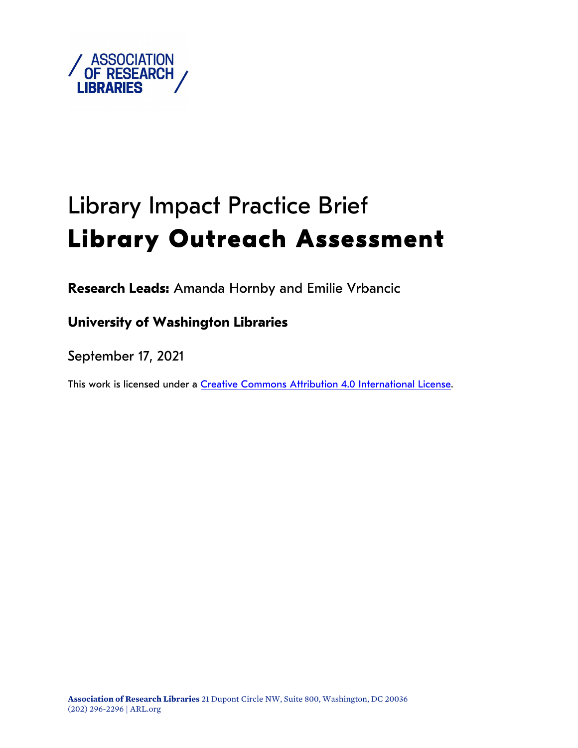ASSOCIATION OF RESEARCH LIBRARIES

# Library Impact Practice Brief

# **Library Outreach Assessment**

**Research Leads:** Amanda Hornby and Emilie Vrbancic

**University of Washington Libraries**

September 17, 2021

This work is licensed under a [Creative Commons Attribution 4.0 International License](https://creativecommons.org/licenses/by/4.0/).

**Association of Research Libraries** 21 Dupont Circle NW, Suite 800, Washington, DC 20036
(202) 296-2296 | ARL.org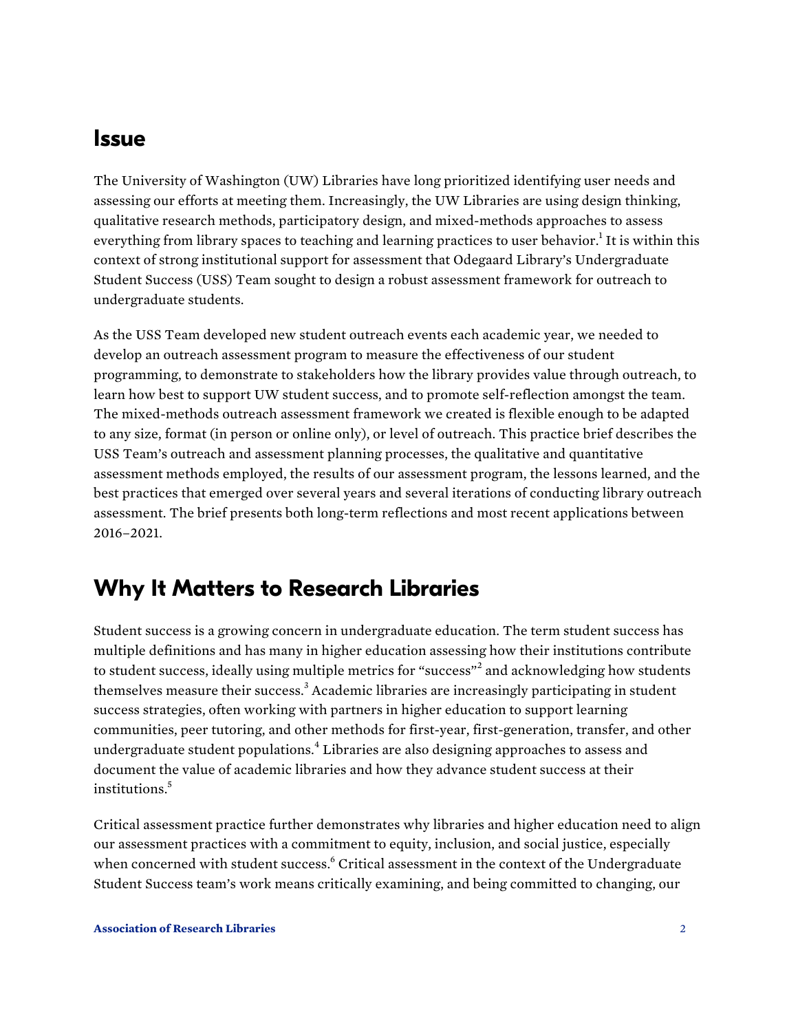## Issue

The University of Washington (UW) Libraries have long prioritized identifying user needs and assessing our efforts at meeting them. Increasingly, the UW Libraries are using design thinking, qualitative research methods, participatory design, and mixed-methods approaches to assess everything from library spaces to teaching and learning practices to user behavior.[1] It is within this context of strong institutional support for assessment that Odegaard Library's Undergraduate Student Success (USS) Team sought to design a robust assessment framework for outreach to undergraduate students.

As the USS Team developed new student outreach events each academic year, we needed to develop an outreach assessment program to measure the effectiveness of our student programming, to demonstrate to stakeholders how the library provides value through outreach, to learn how best to support UW student success, and to promote self-reflection amongst the team. The mixed-methods outreach assessment framework we created is flexible enough to be adapted to any size, format (in person or online only), or level of outreach. This practice brief describes the USS Team's outreach and assessment planning processes, the qualitative and quantitative assessment methods employed, the results of our assessment program, the lessons learned, and the best practices that emerged over several years and several iterations of conducting library outreach assessment. The brief presents both long-term reflections and most recent applications between 2016–2021.

## Why It Matters to Research Libraries

Student success is a growing concern in undergraduate education. The term student success has multiple definitions and has many in higher education assessing how their institutions contribute to student success, ideally using multiple metrics for "success"[2] and acknowledging how students themselves measure their success.[3] Academic libraries are increasingly participating in student success strategies, often working with partners in higher education to support learning communities, peer tutoring, and other methods for first-year, first-generation, transfer, and other undergraduate student populations.[4] Libraries are also designing approaches to assess and document the value of academic libraries and how they advance student success at their institutions.[5]

Critical assessment practice further demonstrates why libraries and higher education need to align our assessment practices with a commitment to equity, inclusion, and social justice, especially when concerned with student success.[6] Critical assessment in the context of the Undergraduate Student Success team's work means critically examining, and being committed to changing, our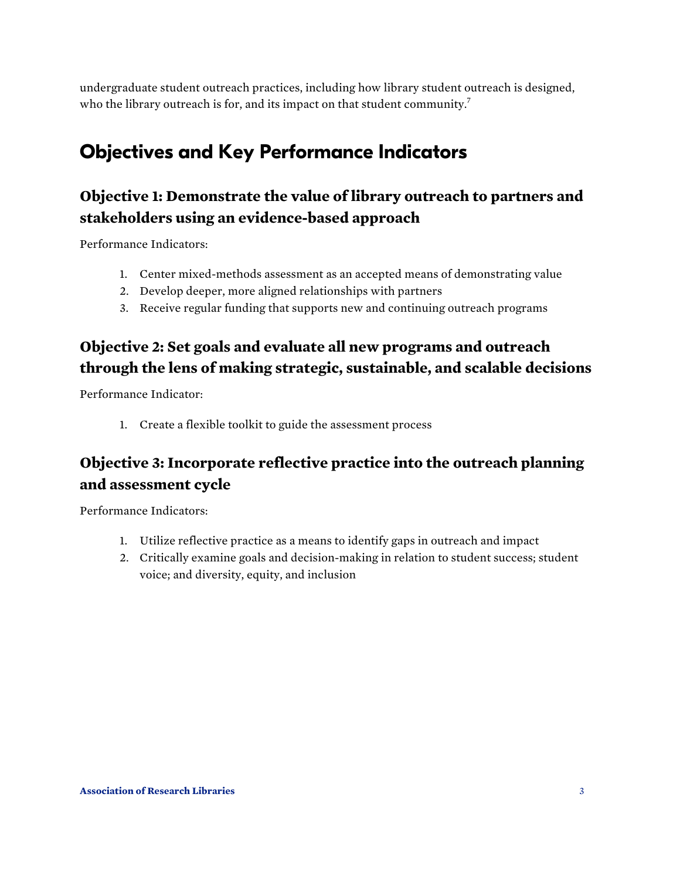undergraduate student outreach practices, including how library student outreach is designed, who the library outreach is for, and its impact on that student community.[7]

## Objectives and Key Performance Indicators

### Objective 1: Demonstrate the value of library outreach to partners and stakeholders using an evidence-based approach

Performance Indicators:

1. Center mixed-methods assessment as an accepted means of demonstrating value
2. Develop deeper, more aligned relationships with partners
3. Receive regular funding that supports new and continuing outreach programs

### Objective 2: Set goals and evaluate all new programs and outreach through the lens of making strategic, sustainable, and scalable decisions

Performance Indicator:

1. Create a flexible toolkit to guide the assessment process

### Objective 3: Incorporate reflective practice into the outreach planning and assessment cycle

Performance Indicators:

1. Utilize reflective practice as a means to identify gaps in outreach and impact
2. Critically examine goals and decision-making in relation to student success; student voice; and diversity, equity, and inclusion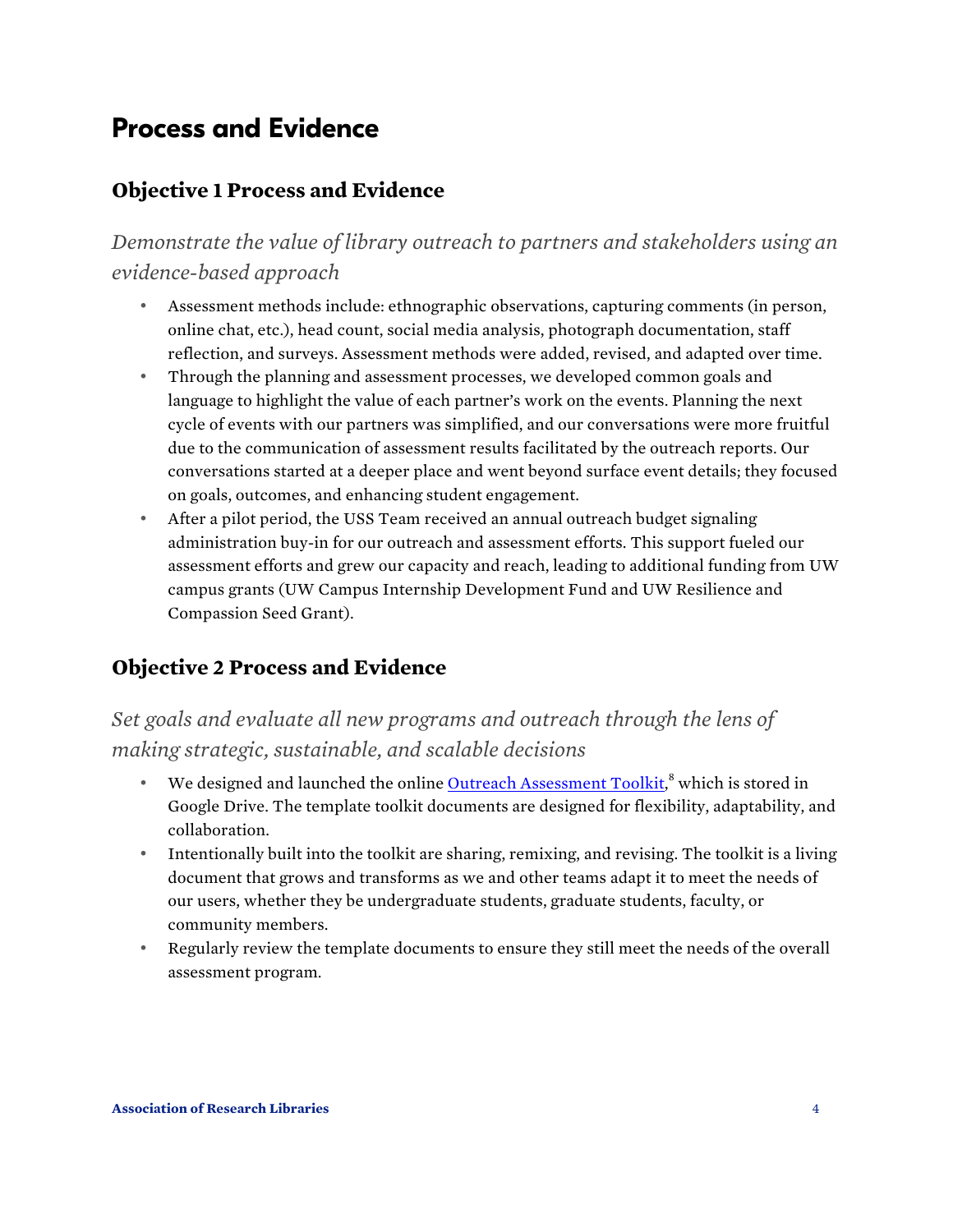# Process and Evidence

## Objective 1 Process and Evidence

*Demonstrate the value of library outreach to partners and stakeholders using an evidence-based approach*

- Assessment methods include: ethnographic observations, capturing comments (in person, online chat, etc.), head count, social media analysis, photograph documentation, staff reflection, and surveys. Assessment methods were added, revised, and adapted over time.
- Through the planning and assessment processes, we developed common goals and language to highlight the value of each partner's work on the events. Planning the next cycle of events with our partners was simplified, and our conversations were more fruitful due to the communication of assessment results facilitated by the outreach reports. Our conversations started at a deeper place and went beyond surface event details; they focused on goals, outcomes, and enhancing student engagement.
- After a pilot period, the USS Team received an annual outreach budget signaling administration buy-in for our outreach and assessment efforts. This support fueled our assessment efforts and grew our capacity and reach, leading to additional funding from UW campus grants (UW Campus Internship Development Fund and UW Resilience and Compassion Seed Grant).

## Objective 2 Process and Evidence

*Set goals and evaluate all new programs and outreach through the lens of making strategic, sustainable, and scalable decisions*

- We designed and launched the online Outreach Assessment Toolkit,[8] which is stored in Google Drive. The template toolkit documents are designed for flexibility, adaptability, and collaboration.
- Intentionally built into the toolkit are sharing, remixing, and revising. The toolkit is a living document that grows and transforms as we and other teams adapt it to meet the needs of our users, whether they be undergraduate students, graduate students, faculty, or community members.
- Regularly review the template documents to ensure they still meet the needs of the overall assessment program.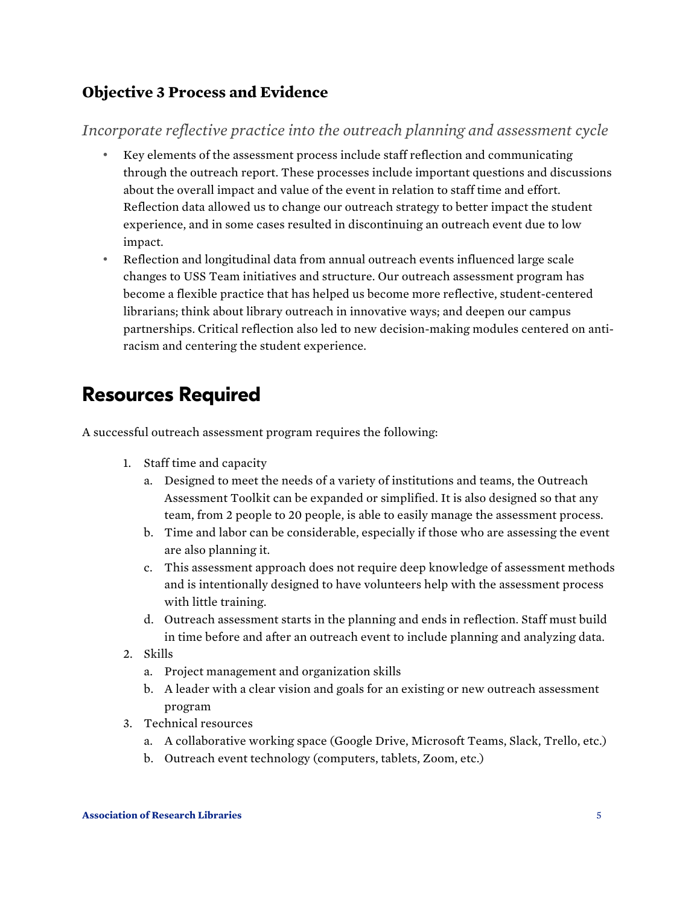### Objective 3 Process and Evidence

*Incorporate reflective practice into the outreach planning and assessment cycle*

- Key elements of the assessment process include staff reflection and communicating through the outreach report. These processes include important questions and discussions about the overall impact and value of the event in relation to staff time and effort. Reflection data allowed us to change our outreach strategy to better impact the student experience, and in some cases resulted in discontinuing an outreach event due to low impact.
- Reflection and longitudinal data from annual outreach events influenced large scale changes to USS Team initiatives and structure. Our outreach assessment program has become a flexible practice that has helped us become more reflective, student-centered librarians; think about library outreach in innovative ways; and deepen our campus partnerships. Critical reflection also led to new decision-making modules centered on anti-racism and centering the student experience.

## Resources Required

A successful outreach assessment program requires the following:

1. Staff time and capacity
   a. Designed to meet the needs of a variety of institutions and teams, the Outreach Assessment Toolkit can be expanded or simplified. It is also designed so that any team, from 2 people to 20 people, is able to easily manage the assessment process.
   b. Time and labor can be considerable, especially if those who are assessing the event are also planning it.
   c. This assessment approach does not require deep knowledge of assessment methods and is intentionally designed to have volunteers help with the assessment process with little training.
   d. Outreach assessment starts in the planning and ends in reflection. Staff must build in time before and after an outreach event to include planning and analyzing data.
2. Skills
   a. Project management and organization skills
   b. A leader with a clear vision and goals for an existing or new outreach assessment program
3. Technical resources
   a. A collaborative working space (Google Drive, Microsoft Teams, Slack, Trello, etc.)
   b. Outreach event technology (computers, tablets, Zoom, etc.)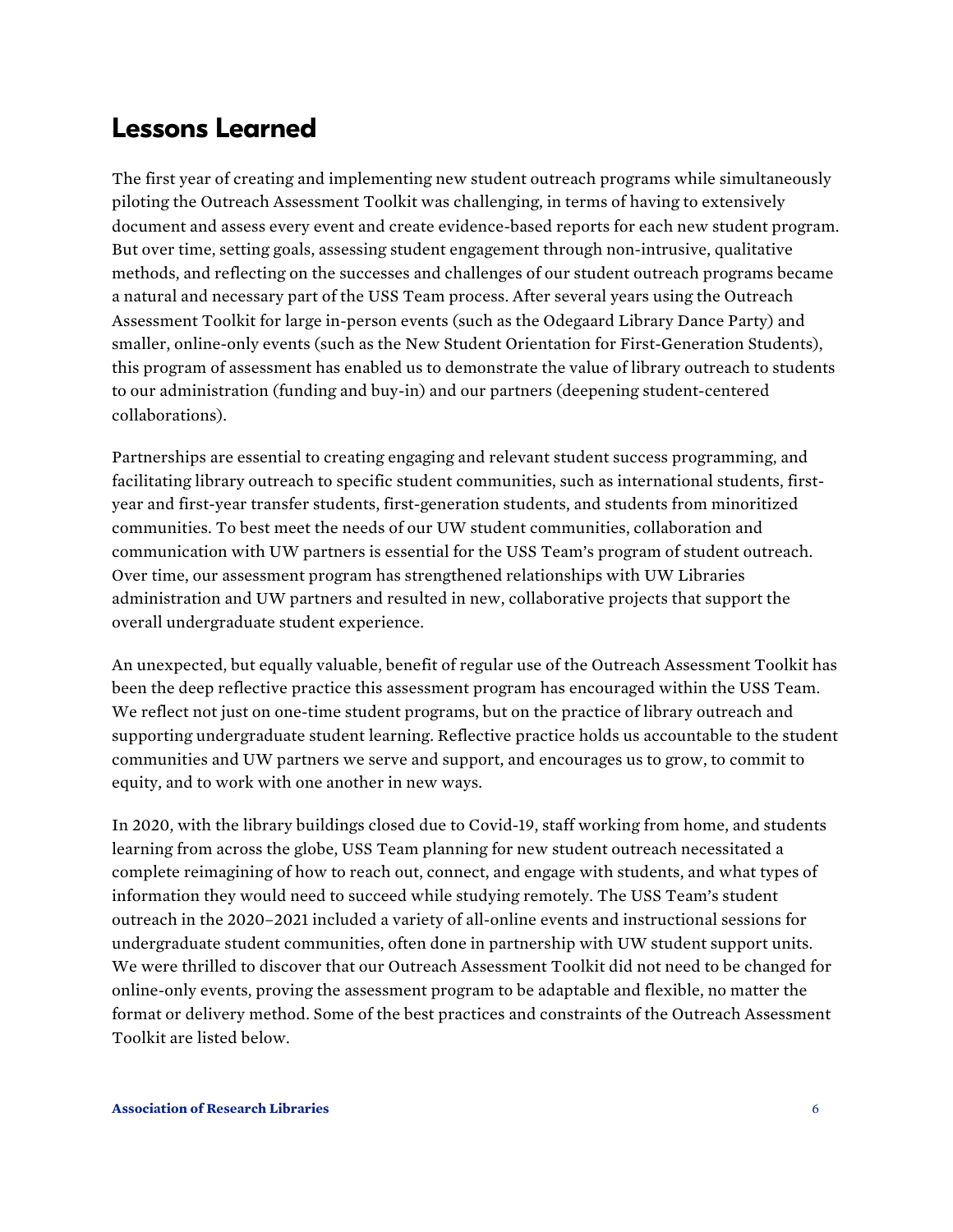## Lessons Learned

The first year of creating and implementing new student outreach programs while simultaneously piloting the Outreach Assessment Toolkit was challenging, in terms of having to extensively document and assess every event and create evidence-based reports for each new student program. But over time, setting goals, assessing student engagement through non-intrusive, qualitative methods, and reflecting on the successes and challenges of our student outreach programs became a natural and necessary part of the USS Team process. After several years using the Outreach Assessment Toolkit for large in-person events (such as the Odegaard Library Dance Party) and smaller, online-only events (such as the New Student Orientation for First-Generation Students), this program of assessment has enabled us to demonstrate the value of library outreach to students to our administration (funding and buy-in) and our partners (deepening student-centered collaborations).

Partnerships are essential to creating engaging and relevant student success programming, and facilitating library outreach to specific student communities, such as international students, first-year and first-year transfer students, first-generation students, and students from minoritized communities. To best meet the needs of our UW student communities, collaboration and communication with UW partners is essential for the USS Team's program of student outreach. Over time, our assessment program has strengthened relationships with UW Libraries administration and UW partners and resulted in new, collaborative projects that support the overall undergraduate student experience.

An unexpected, but equally valuable, benefit of regular use of the Outreach Assessment Toolkit has been the deep reflective practice this assessment program has encouraged within the USS Team. We reflect not just on one-time student programs, but on the practice of library outreach and supporting undergraduate student learning. Reflective practice holds us accountable to the student communities and UW partners we serve and support, and encourages us to grow, to commit to equity, and to work with one another in new ways.

In 2020, with the library buildings closed due to Covid-19, staff working from home, and students learning from across the globe, USS Team planning for new student outreach necessitated a complete reimagining of how to reach out, connect, and engage with students, and what types of information they would need to succeed while studying remotely. The USS Team's student outreach in the 2020–2021 included a variety of all-online events and instructional sessions for undergraduate student communities, often done in partnership with UW student support units. We were thrilled to discover that our Outreach Assessment Toolkit did not need to be changed for online-only events, proving the assessment program to be adaptable and flexible, no matter the format or delivery method. Some of the best practices and constraints of the Outreach Assessment Toolkit are listed below.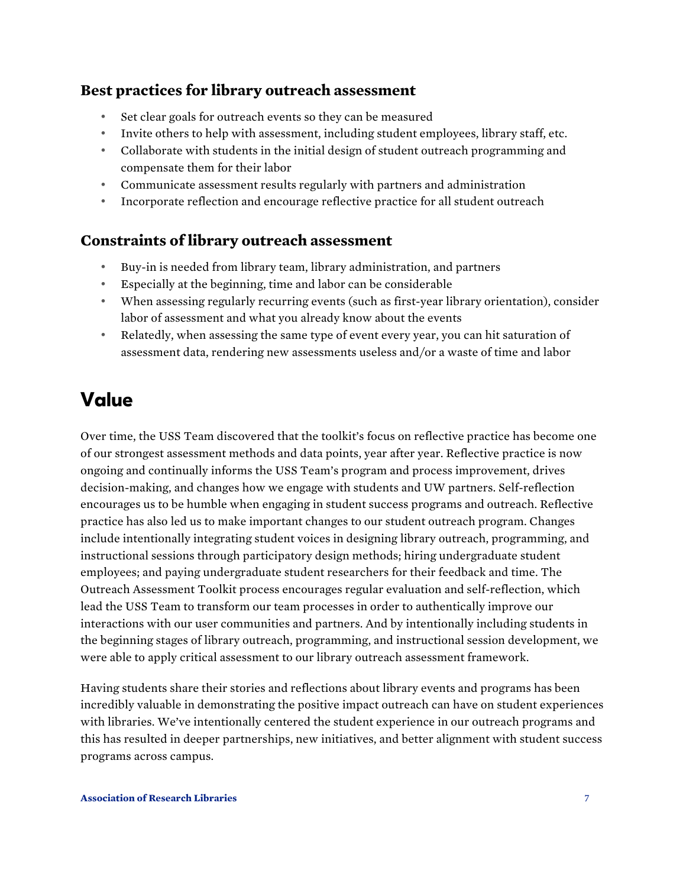### Best practices for library outreach assessment

- Set clear goals for outreach events so they can be measured
- Invite others to help with assessment, including student employees, library staff, etc.
- Collaborate with students in the initial design of student outreach programming and compensate them for their labor
- Communicate assessment results regularly with partners and administration
- Incorporate reflection and encourage reflective practice for all student outreach

### Constraints of library outreach assessment

- Buy-in is needed from library team, library administration, and partners
- Especially at the beginning, time and labor can be considerable
- When assessing regularly recurring events (such as first-year library orientation), consider labor of assessment and what you already know about the events
- Relatedly, when assessing the same type of event every year, you can hit saturation of assessment data, rendering new assessments useless and/or a waste of time and labor

## Value

Over time, the USS Team discovered that the toolkit's focus on reflective practice has become one of our strongest assessment methods and data points, year after year. Reflective practice is now ongoing and continually informs the USS Team's program and process improvement, drives decision-making, and changes how we engage with students and UW partners. Self-reflection encourages us to be humble when engaging in student success programs and outreach. Reflective practice has also led us to make important changes to our student outreach program. Changes include intentionally integrating student voices in designing library outreach, programming, and instructional sessions through participatory design methods; hiring undergraduate student employees; and paying undergraduate student researchers for their feedback and time. The Outreach Assessment Toolkit process encourages regular evaluation and self-reflection, which lead the USS Team to transform our team processes in order to authentically improve our interactions with our user communities and partners. And by intentionally including students in the beginning stages of library outreach, programming, and instructional session development, we were able to apply critical assessment to our library outreach assessment framework.

Having students share their stories and reflections about library events and programs has been incredibly valuable in demonstrating the positive impact outreach can have on student experiences with libraries. We've intentionally centered the student experience in our outreach programs and this has resulted in deeper partnerships, new initiatives, and better alignment with student success programs across campus.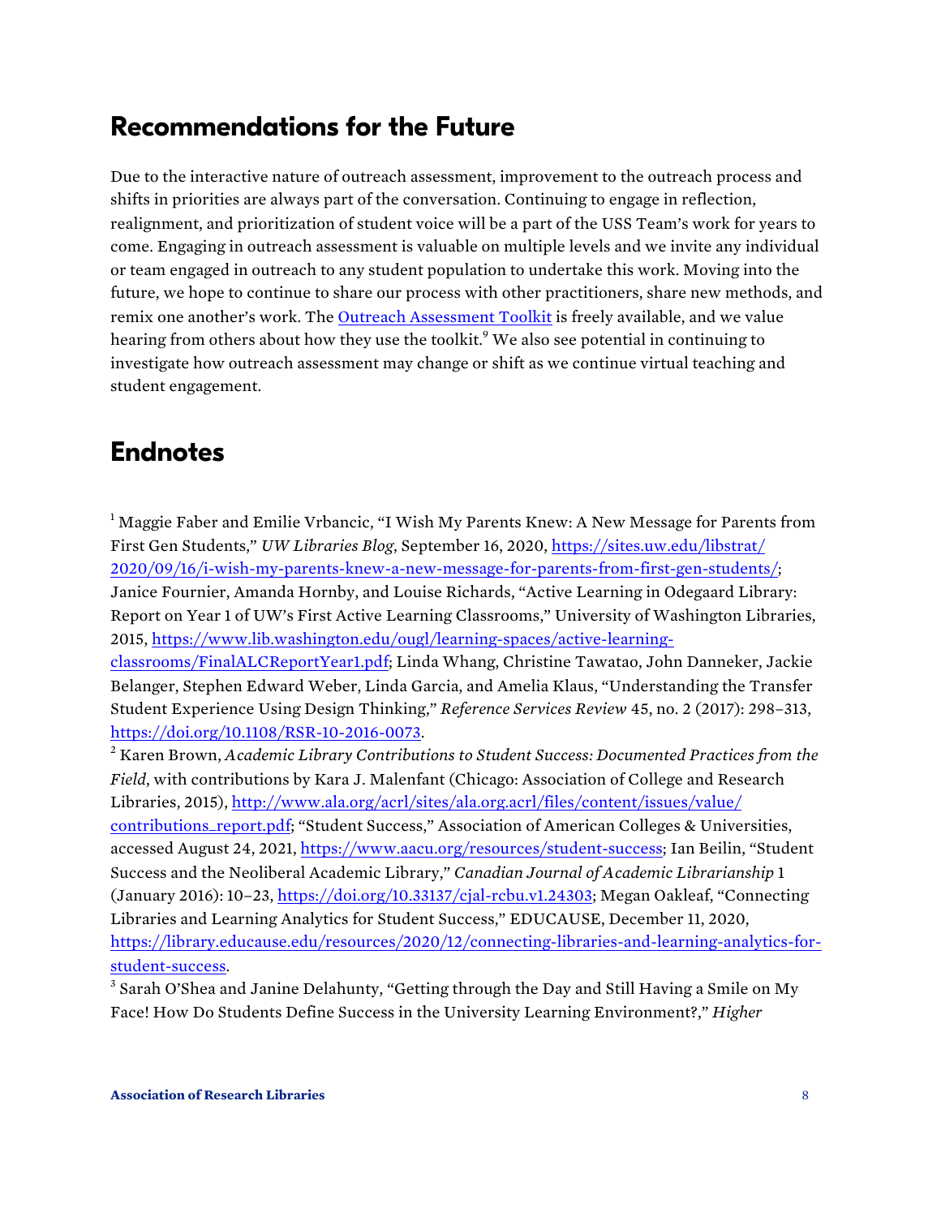## Recommendations for the Future

Due to the interactive nature of outreach assessment, improvement to the outreach process and shifts in priorities are always part of the conversation. Continuing to engage in reflection, realignment, and prioritization of student voice will be a part of the USS Team's work for years to come. Engaging in outreach assessment is valuable on multiple levels and we invite any individual or team engaged in outreach to any student population to undertake this work. Moving into the future, we hope to continue to share our process with other practitioners, share new methods, and remix one another's work. The [Outreach Assessment Toolkit](#) is freely available, and we value hearing from others about how they use the toolkit.[9] We also see potential in continuing to investigate how outreach assessment may change or shift as we continue virtual teaching and student engagement.

## Endnotes

[1] Maggie Faber and Emilie Vrbancic, "I Wish My Parents Knew: A New Message for Parents from First Gen Students," *UW Libraries Blog*, September 16, 2020, https://sites.uw.edu/libstrat/2020/09/16/i-wish-my-parents-knew-a-new-message-for-parents-from-first-gen-students/; Janice Fournier, Amanda Hornby, and Louise Richards, "Active Learning in Odegaard Library: Report on Year 1 of UW's First Active Learning Classrooms," University of Washington Libraries, 2015, https://www.lib.washington.edu/ougl/learning-spaces/active-learning-classrooms/FinalALCReportYear1.pdf; Linda Whang, Christine Tawatao, John Danneker, Jackie Belanger, Stephen Edward Weber, Linda Garcia, and Amelia Klaus, "Understanding the Transfer Student Experience Using Design Thinking," *Reference Services Review* 45, no. 2 (2017): 298–313, https://doi.org/10.1108/RSR-10-2016-0073.

[2] Karen Brown, *Academic Library Contributions to Student Success: Documented Practices from the Field*, with contributions by Kara J. Malenfant (Chicago: Association of College and Research Libraries, 2015), http://www.ala.org/acrl/sites/ala.org.acrl/files/content/issues/value/contributions_report.pdf; "Student Success," Association of American Colleges & Universities, accessed August 24, 2021, https://www.aacu.org/resources/student-success; Ian Beilin, "Student Success and the Neoliberal Academic Library," *Canadian Journal of Academic Librarianship* 1 (January 2016): 10–23, https://doi.org/10.33137/cjal-rcbu.v1.24303; Megan Oakleaf, "Connecting Libraries and Learning Analytics for Student Success," EDUCAUSE, December 11, 2020, https://library.educause.edu/resources/2020/12/connecting-libraries-and-learning-analytics-for-student-success.

[3] Sarah O'Shea and Janine Delahunty, "Getting through the Day and Still Having a Smile on My Face! How Do Students Define Success in the University Learning Environment?," *Higher*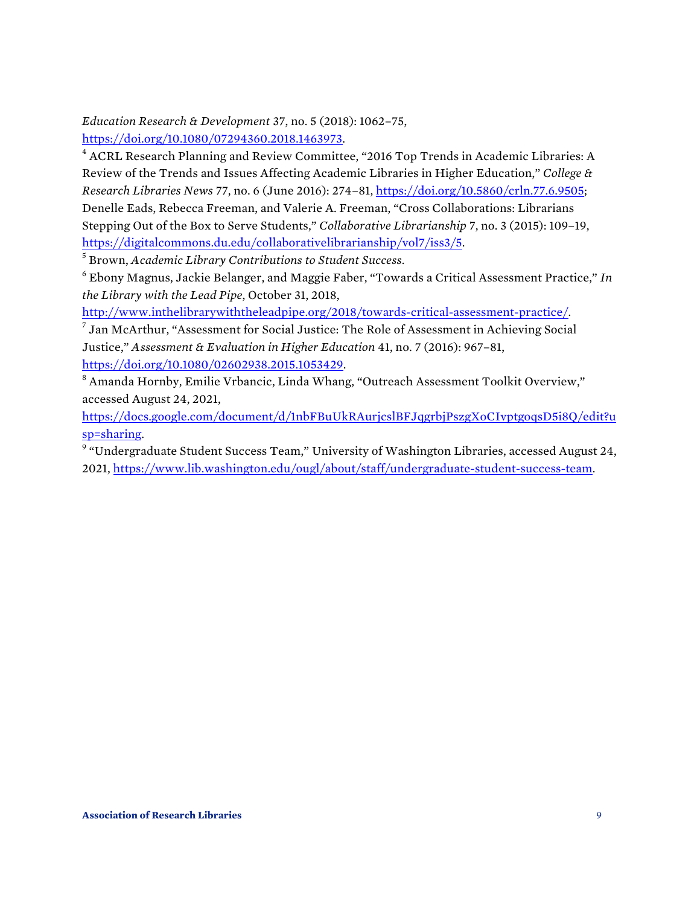*Education Research & Development* 37, no. 5 (2018): 1062–75, https://doi.org/10.1080/07294360.2018.1463973.

[4] ACRL Research Planning and Review Committee, "2016 Top Trends in Academic Libraries: A Review of the Trends and Issues Affecting Academic Libraries in Higher Education," *College & Research Libraries News* 77, no. 6 (June 2016): 274–81, https://doi.org/10.5860/crln.77.6.9505; Denelle Eads, Rebecca Freeman, and Valerie A. Freeman, "Cross Collaborations: Librarians Stepping Out of the Box to Serve Students," *Collaborative Librarianship* 7, no. 3 (2015): 109–19, https://digitalcommons.du.edu/collaborativelibrarianship/vol7/iss3/5.

[5] Brown, *Academic Library Contributions to Student Success*.

[6] Ebony Magnus, Jackie Belanger, and Maggie Faber, "Towards a Critical Assessment Practice," *In the Library with the Lead Pipe*, October 31, 2018, http://www.inthelibrarywiththeleadpipe.org/2018/towards-critical-assessment-practice/.

[7] Jan McArthur, "Assessment for Social Justice: The Role of Assessment in Achieving Social Justice," *Assessment & Evaluation in Higher Education* 41, no. 7 (2016): 967–81, https://doi.org/10.1080/02602938.2015.1053429.

[8] Amanda Hornby, Emilie Vrbancic, Linda Whang, "Outreach Assessment Toolkit Overview," accessed August 24, 2021, https://docs.google.com/document/d/1nbFBuUkRAurjcslBFJqgrbjPszgXoCIvptgoqsD5i8Q/edit?usp=sharing.

[9] "Undergraduate Student Success Team," University of Washington Libraries, accessed August 24, 2021, https://www.lib.washington.edu/ougl/about/staff/undergraduate-student-success-team.